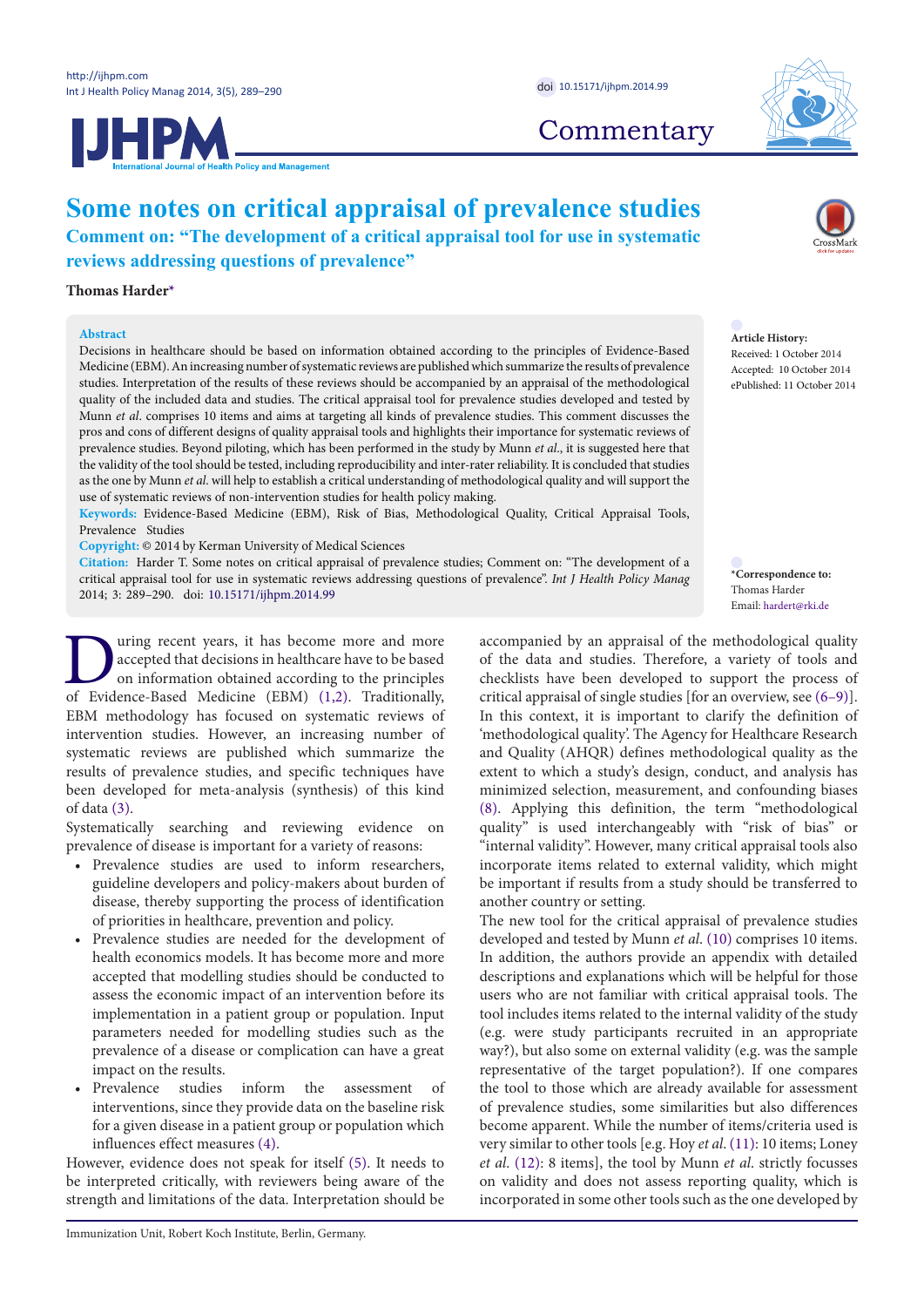Commentary

# Some notes on critical appraisal of prevalence studies

## Comment on: "The development of a critical appraisal tool for use in systematic reviews addressing questions of prevalence"

**Thomas Harder***

**Abstract**

Decisions in healthcare should be based on information obtained according to the principles of Evidence-Based Medicine (EBM). An increasing number of systematic reviews are published which summarize the results of prevalence studies. Interpretation of the results of these reviews should be accompanied by an appraisal of the methodological quality of the included data and studies. The critical appraisal tool for prevalence studies developed and tested by Munn *et al.* comprises 10 items and aims at targeting all kinds of prevalence studies. This comment discusses the pros and cons of different designs of quality appraisal tools and highlights their importance for systematic reviews of prevalence studies. Beyond piloting, which has been performed in the study by Munn *et al.*, it is suggested here that the validity of the tool should be tested, including reproducibility and inter-rater reliability. It is concluded that studies as the one by Munn *et al.* will help to establish a critical understanding of methodological quality and will support the use of systematic reviews of non-intervention studies for health policy making.

**Keywords:** Evidence-Based Medicine (EBM), Risk of Bias, Methodological Quality, Critical Appraisal Tools, Prevalence Studies

**Copyright:** © 2014 by Kerman University of Medical Sciences

**Citation:** Harder T. Some notes on critical appraisal of prevalence studies; Comment on: "The development of a critical appraisal tool for use in systematic reviews addressing questions of prevalence". *Int J Health Policy Manag* 2014; 3: 289–290. doi: 10.15171/ijhpm.2014.99

**Article History:**
Received: 1 October 2014
Accepted: 10 October 2014
ePublished: 11 October 2014

***Correspondence to:**
Thomas Harder
Email: hardert@rki.de

During recent years, it has become more and more accepted that decisions in healthcare have to be based on information obtained according to the principles of Evidence-Based Medicine (EBM) (1,2). Traditionally, EBM methodology has focused on systematic reviews of intervention studies. However, an increasing number of systematic reviews are published which summarize the results of prevalence studies, and specific techniques have been developed for meta-analysis (synthesis) of this kind of data (3).

Systematically searching and reviewing evidence on prevalence of disease is important for a variety of reasons:

- Prevalence studies are used to inform researchers, guideline developers and policy-makers about burden of disease, thereby supporting the process of identification of priorities in healthcare, prevention and policy.
- Prevalence studies are needed for the development of health economics models. It has become more and more accepted that modelling studies should be conducted to assess the economic impact of an intervention before its implementation in a patient group or population. Input parameters needed for modelling studies such as the prevalence of a disease or complication can have a great impact on the results.
- Prevalence studies inform the assessment of interventions, since they provide data on the baseline risk for a given disease in a patient group or population which influences effect measures (4).

However, evidence does not speak for itself (5). It needs to be interpreted critically, with reviewers being aware of the strength and limitations of the data. Interpretation should be accompanied by an appraisal of the methodological quality of the data and studies. Therefore, a variety of tools and checklists have been developed to support the process of critical appraisal of single studies [for an overview, see (6–9)]. In this context, it is important to clarify the definition of 'methodological quality'. The Agency for Healthcare Research and Quality (AHQR) defines methodological quality as the extent to which a study's design, conduct, and analysis has minimized selection, measurement, and confounding biases (8). Applying this definition, the term "methodological quality" is used interchangeably with "risk of bias" or "internal validity". However, many critical appraisal tools also incorporate items related to external validity, which might be important if results from a study should be transferred to another country or setting.

The new tool for the critical appraisal of prevalence studies developed and tested by Munn *et al.* (10) comprises 10 items. In addition, the authors provide an appendix with detailed descriptions and explanations which will be helpful for those users who are not familiar with critical appraisal tools. The tool includes items related to the internal validity of the study (e.g. were study participants recruited in an appropriate way?), but also some on external validity (e.g. was the sample representative of the target population?). If one compares the tool to those which are already available for assessment of prevalence studies, some similarities but also differences become apparent. While the number of items/criteria used is very similar to other tools [e.g. Hoy *et al.* (11): 10 items; Loney *et al.* (12): 8 items], the tool by Munn *et al.* strictly focusses on validity and does not assess reporting quality, which is incorporated in some other tools such as the one developed by

Immunization Unit, Robert Koch Institute, Berlin, Germany.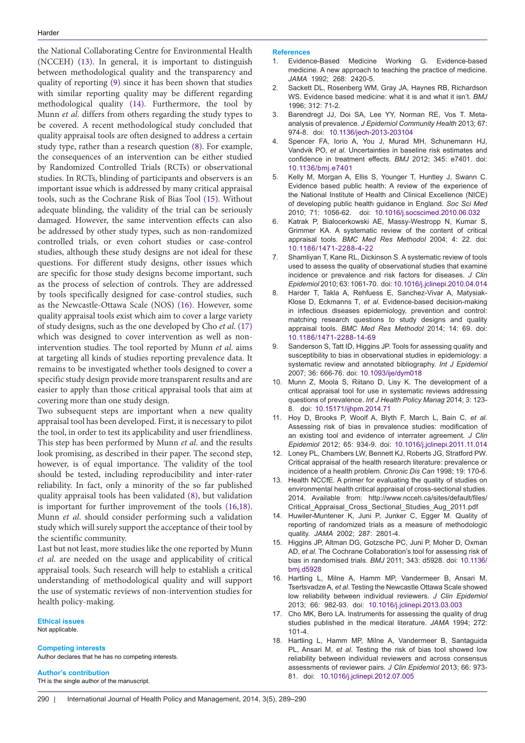the National Collaborating Centre for Environmental Health (NCCEH) (13). In general, it is important to distinguish between methodological quality and the transparency and quality of reporting (9) since it has been shown that studies with similar reporting quality may be different regarding methodological quality (14). Furthermore, the tool by Munn *et al.* differs from others regarding the study types to be covered. A recent methodological study concluded that quality appraisal tools are often designed to address a certain study type, rather than a research question (8). For example, the consequences of an intervention can be either studied by Randomized Controlled Trials (RCTs) or observational studies. In RCTs, blinding of participants and observers is an important issue which is addressed by many critical appraisal tools, such as the Cochrane Risk of Bias Tool (15). Without adequate blinding, the validity of the trial can be seriously damaged. However, the same intervention effects can also be addressed by other study types, such as non-randomized controlled trials, or even cohort studies or case-control studies, although these study designs are not ideal for these questions. For different study designs, other issues which are specific for those study designs become important, such as the process of selection of controls. They are addressed by tools specifically designed for case-control studies, such as the Newcastle-Ottawa Scale (NOS) (16). However, some quality appraisal tools exist which aim to cover a large variety of study designs, such as the one developed by Cho *et al.* (17) which was designed to cover intervention as well as non-intervention studies. The tool reported by Munn *et al.* aims at targeting all kinds of studies reporting prevalence data. It remains to be investigated whether tools designed to cover a specific study design provide more transparent results and are easier to apply than those critical appraisal tools that aim at covering more than one study design.

Two subsequent steps are important when a new quality appraisal tool has been developed. First, it is necessary to pilot the tool, in order to test its applicability and user friendliness. This step has been performed by Munn *et al.* and the results look promising, as described in their paper. The second step, however, is of equal importance. The validity of the tool should be tested, including reproducibility and inter-rater reliability. In fact, only a minority of the so far published quality appraisal tools has been validated (8), but validation is important for further improvement of the tools (16,18). Munn *et al.* should consider performing such a validation study which will surely support the acceptance of their tool by the scientific community.

Last but not least, more studies like the one reported by Munn *et al.* are needed on the usage and applicability of critical appraisal tools. Such research will help to establish a critical understanding of methodological quality and will support the use of systematic reviews of non-intervention studies for health policy-making.

### Ethical issues

Not applicable.

### Competing interests

Author declares that he has no competing interests.

### Author's contribution

TH is the single author of the manuscript.

### References

1. Evidence-Based Medicine Working G. Evidence-based medicine. A new approach to teaching the practice of medicine. *JAMA* 1992; 268: 2420-5.
2. Sackett DL, Rosenberg WM, Gray JA, Haynes RB, Richardson WS. Evidence based medicine: what it is and what it isn't. *BMJ* 1996; 312: 71-2.
3. Barendregt JJ, Doi SA, Lee YY, Norman RE, Vos T. Meta-analysis of prevalence. *J Epidemiol Community Health* 2013; 67: 974-8. doi: 10.1136/jech-2013-203104
4. Spencer FA, Iorio A, You J, Murad MH, Schunemann HJ, Vandvik PO, *et al.* Uncertainties in baseline risk estimates and confidence in treatment effects. *BMJ* 2012; 345: e7401. doi: 10.1136/bmj.e7401
5. Kelly M, Morgan A, Ellis S, Younger T, Huntley J, Swann C. Evidence based public health: A review of the experience of the National Institute of Health and Clinical Excellence (NICE) of developing public health guidance in England. *Soc Sci Med* 2010; 71: 1056-62. doi: 10.1016/j.socscimed.2010.06.032
6. Katrak P, Bialocerkowski AE, Massy-Westropp N, Kumar S, Grimmer KA. A systematic review of the content of critical appraisal tools. *BMC Med Res Methodol* 2004; 4: 22. doi: 10.1186/1471-2288-4-22
7. Shamliyan T, Kane RL, Dickinson S. A systematic review of tools used to assess the quality of observational studies that examine incidence or prevalence and risk factors for diseases. *J Clin Epidemiol* 2010; 63: 1061-70. doi: 10.1016/j.jclinepi.2010.04.014
8. Harder T, Takla A, Rehfuess E, Sanchez-Vivar A, Matysiak-Klose D, Eckmanns T, *et al.* Evidence-based decision-making in infectious diseases epidemiology, prevention and control: matching research questions to study designs and quality appraisal tools. *BMC Med Res Methodol* 2014; 14: 69. doi: 10.1186/1471-2288-14-69
9. Sanderson S, Tatt ID, Higgins JP. Tools for assessing quality and susceptibility to bias in observational studies in epidemiology: a systematic review and annotated bibliography. *Int J Epidemiol* 2007; 36: 666-76. doi: 10.1093/ije/dym018
10. Munn Z, Moola S, Riitano D, Lisy K. The development of a critical appraisal tool for use in systematic reviews addressing questions of prevalence. *Int J Health Policy Manag* 2014; 3: 123-8. doi: 10.15171/ijhpm.2014.71
11. Hoy D, Brooks P, Woolf A, Blyth F, March L, Bain C, *et al.* Assessing risk of bias in prevalence studies: modification of an existing tool and evidence of interrater agreement. *J Clin Epidemiol* 2012; 65: 934-9. doi: 10.1016/j.jclinepi.2011.11.014
12. Loney PL, Chambers LW, Bennett KJ, Roberts JG, Stratford PW. Critical appraisal of the health research literature: prevalence or incidence of a health problem. *Chronic Dis Can* 1998; 19: 170-6.
13. Health NCCfE. A primer for evaluating the quality of studies on environmental health critical appraisal of cross-sectional studies. 2014. Available from: http://www.ncceh.ca/sites/default/files/Critical_Appraisal_Cross_Sectional_Studies_Aug_2011.pdf
14. Huwiler-Muntener K, Juni P, Junker C, Egger M. Quality of reporting of randomized trials as a measure of methodologic quality. *JAMA* 2002; 287: 2801-4.
15. Higgins JP, Altman DG, Gotzsche PC, Juni P, Moher D, Oxman AD, *et al.* The Cochrane Collaboration's tool for assessing risk of bias in randomised trials. *BMJ* 2011; 343: d5928. doi: 10.1136/bmj.d5928
16. Hartling L, Milne A, Hamm MP, Vandermeer B, Ansari M, Tsertsvadze A, *et al.* Testing the Newcastle Ottawa Scale showed low reliability between individual reviewers. *J Clin Epidemiol* 2013; 66: 982-93. doi: 10.1016/j.jclinepi.2013.03.003
17. Cho MK, Bero LA. Instruments for assessing the quality of drug studies published in the medical literature. *JAMA* 1994; 272: 101-4.
18. Hartling L, Hamm MP, Milne A, Vandermeer B, Santaguida PL, Ansari M, *et al.* Testing the risk of bias tool showed low reliability between individual reviewers and across consensus assessments of reviewer pairs. *J Clin Epidemiol* 2013; 66: 973-81. doi: 10.1016/j.jclinepi.2012.07.005